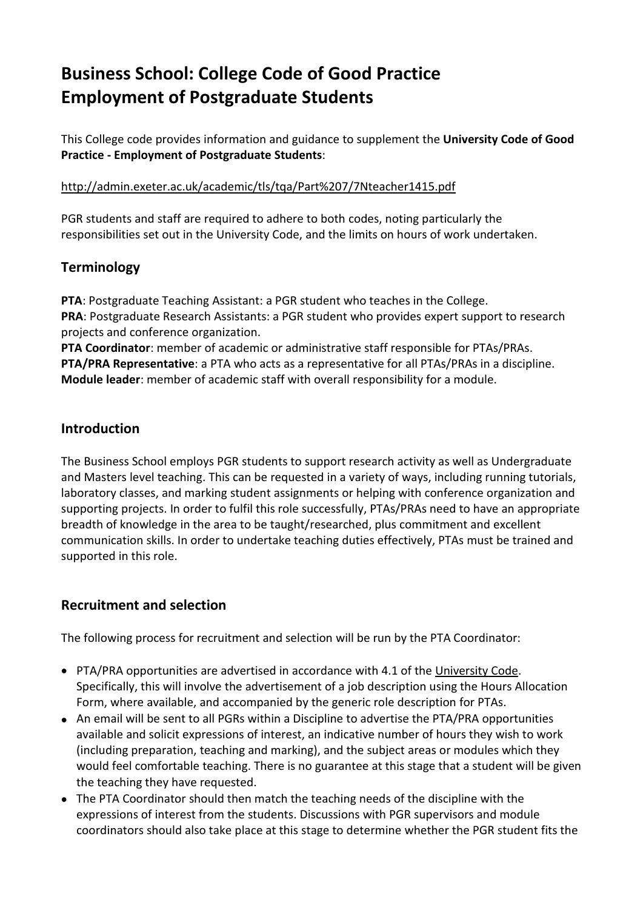# Business School: College Code of Good Practice
# Employment of Postgraduate Students

This College code provides information and guidance to supplement the **University Code of Good Practice - Employment of Postgraduate Students**:

http://admin.exeter.ac.uk/academic/tls/tqa/Part%207/7Nteacher1415.pdf

PGR students and staff are required to adhere to both codes, noting particularly the responsibilities set out in the University Code, and the limits on hours of work undertaken.

## Terminology

**PTA**: Postgraduate Teaching Assistant: a PGR student who teaches in the College.
**PRA**: Postgraduate Research Assistants: a PGR student who provides expert support to research projects and conference organization.
**PTA Coordinator**: member of academic or administrative staff responsible for PTAs/PRAs.
**PTA/PRA Representative**: a PTA who acts as a representative for all PTAs/PRAs in a discipline.
**Module leader**: member of academic staff with overall responsibility for a module.

## Introduction

The Business School employs PGR students to support research activity as well as Undergraduate and Masters level teaching. This can be requested in a variety of ways, including running tutorials, laboratory classes, and marking student assignments or helping with conference organization and supporting projects. In order to fulfil this role successfully, PTAs/PRAs need to have an appropriate breadth of knowledge in the area to be taught/researched, plus commitment and excellent communication skills. In order to undertake teaching duties effectively, PTAs must be trained and supported in this role.

## Recruitment and selection

The following process for recruitment and selection will be run by the PTA Coordinator:

- PTA/PRA opportunities are advertised in accordance with 4.1 of the University Code. Specifically, this will involve the advertisement of a job description using the Hours Allocation Form, where available, and accompanied by the generic role description for PTAs.
- An email will be sent to all PGRs within a Discipline to advertise the PTA/PRA opportunities available and solicit expressions of interest, an indicative number of hours they wish to work (including preparation, teaching and marking), and the subject areas or modules which they would feel comfortable teaching. There is no guarantee at this stage that a student will be given the teaching they have requested.
- The PTA Coordinator should then match the teaching needs of the discipline with the expressions of interest from the students. Discussions with PGR supervisors and module coordinators should also take place at this stage to determine whether the PGR student fits the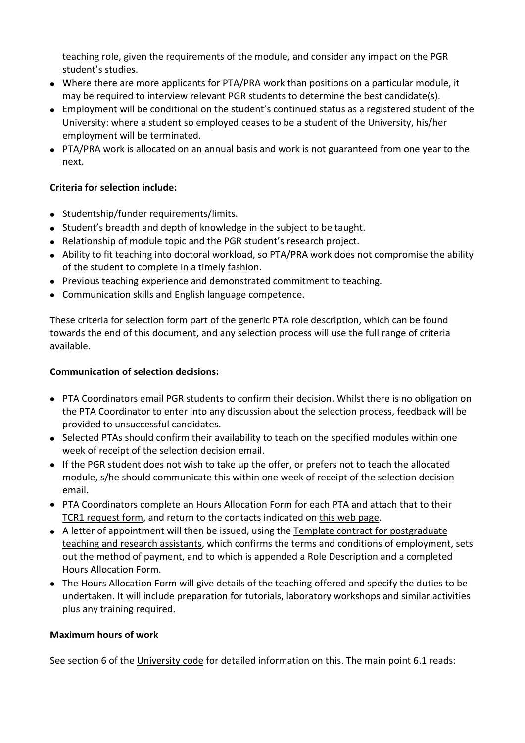teaching role, given the requirements of the module, and consider any impact on the PGR student's studies.

- Where there are more applicants for PTA/PRA work than positions on a particular module, it may be required to interview relevant PGR students to determine the best candidate(s).
- Employment will be conditional on the student's continued status as a registered student of the University: where a student so employed ceases to be a student of the University, his/her employment will be terminated.
- PTA/PRA work is allocated on an annual basis and work is not guaranteed from one year to the next.

**Criteria for selection include:**

- Studentship/funder requirements/limits.
- Student's breadth and depth of knowledge in the subject to be taught.
- Relationship of module topic and the PGR student's research project.
- Ability to fit teaching into doctoral workload, so PTA/PRA work does not compromise the ability of the student to complete in a timely fashion.
- Previous teaching experience and demonstrated commitment to teaching.
- Communication skills and English language competence.

These criteria for selection form part of the generic PTA role description, which can be found towards the end of this document, and any selection process will use the full range of criteria available.

**Communication of selection decisions:**

- PTA Coordinators email PGR students to confirm their decision. Whilst there is no obligation on the PTA Coordinator to enter into any discussion about the selection process, feedback will be provided to unsuccessful candidates.
- Selected PTAs should confirm their availability to teach on the specified modules within one week of receipt of the selection decision email.
- If the PGR student does not wish to take up the offer, or prefers not to teach the allocated module, s/he should communicate this within one week of receipt of the selection decision email.
- PTA Coordinators complete an Hours Allocation Form for each PTA and attach that to their TCR1 request form, and return to the contacts indicated on this web page.
- A letter of appointment will then be issued, using the Template contract for postgraduate teaching and research assistants, which confirms the terms and conditions of employment, sets out the method of payment, and to which is appended a Role Description and a completed Hours Allocation Form.
- The Hours Allocation Form will give details of the teaching offered and specify the duties to be undertaken. It will include preparation for tutorials, laboratory workshops and similar activities plus any training required.

**Maximum hours of work**

See section 6 of the University code for detailed information on this. The main point 6.1 reads: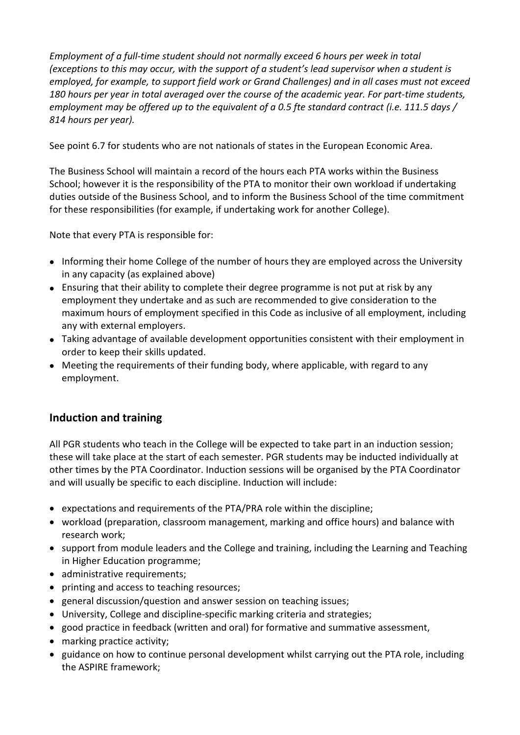*Employment of a full-time student should not normally exceed 6 hours per week in total (exceptions to this may occur, with the support of a student's lead supervisor when a student is employed, for example, to support field work or Grand Challenges) and in all cases must not exceed 180 hours per year in total averaged over the course of the academic year. For part-time students, employment may be offered up to the equivalent of a 0.5 fte standard contract (i.e. 111.5 days / 814 hours per year).*

See point 6.7 for students who are not nationals of states in the European Economic Area.

The Business School will maintain a record of the hours each PTA works within the Business School; however it is the responsibility of the PTA to monitor their own workload if undertaking duties outside of the Business School, and to inform the Business School of the time commitment for these responsibilities (for example, if undertaking work for another College).

Note that every PTA is responsible for:

- Informing their home College of the number of hours they are employed across the University in any capacity (as explained above)
- Ensuring that their ability to complete their degree programme is not put at risk by any employment they undertake and as such are recommended to give consideration to the maximum hours of employment specified in this Code as inclusive of all employment, including any with external employers.
- Taking advantage of available development opportunities consistent with their employment in order to keep their skills updated.
- Meeting the requirements of their funding body, where applicable, with regard to any employment.

## Induction and training

All PGR students who teach in the College will be expected to take part in an induction session; these will take place at the start of each semester. PGR students may be inducted individually at other times by the PTA Coordinator. Induction sessions will be organised by the PTA Coordinator and will usually be specific to each discipline. Induction will include:

- expectations and requirements of the PTA/PRA role within the discipline;
- workload (preparation, classroom management, marking and office hours) and balance with research work;
- support from module leaders and the College and training, including the Learning and Teaching in Higher Education programme;
- administrative requirements;
- printing and access to teaching resources;
- general discussion/question and answer session on teaching issues;
- University, College and discipline-specific marking criteria and strategies;
- good practice in feedback (written and oral) for formative and summative assessment,
- marking practice activity;
- guidance on how to continue personal development whilst carrying out the PTA role, including the ASPIRE framework;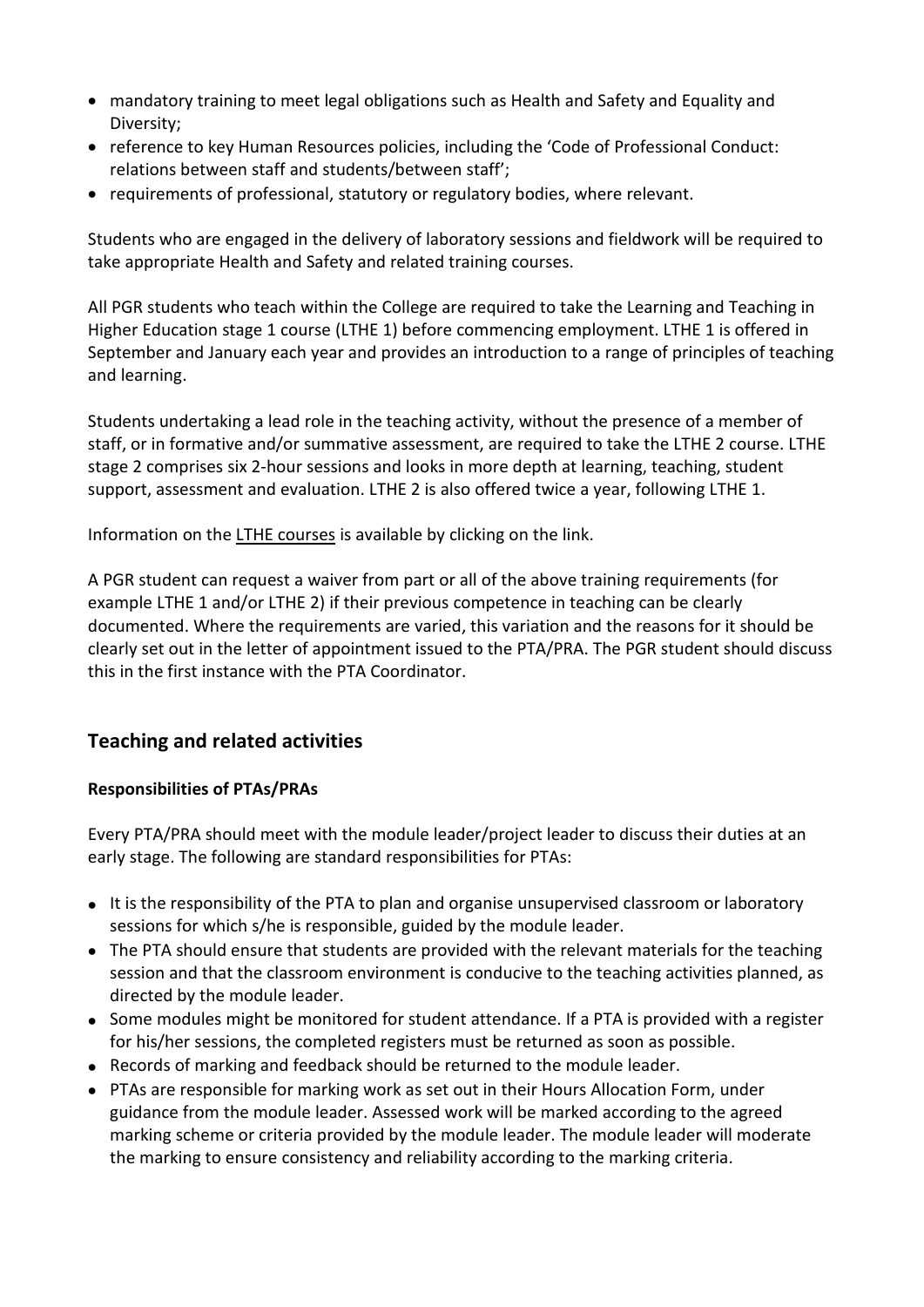- mandatory training to meet legal obligations such as Health and Safety and Equality and Diversity;
- reference to key Human Resources policies, including the 'Code of Professional Conduct: relations between staff and students/between staff';
- requirements of professional, statutory or regulatory bodies, where relevant.

Students who are engaged in the delivery of laboratory sessions and fieldwork will be required to take appropriate Health and Safety and related training courses.

All PGR students who teach within the College are required to take the Learning and Teaching in Higher Education stage 1 course (LTHE 1) before commencing employment. LTHE 1 is offered in September and January each year and provides an introduction to a range of principles of teaching and learning.

Students undertaking a lead role in the teaching activity, without the presence of a member of staff, or in formative and/or summative assessment, are required to take the LTHE 2 course. LTHE stage 2 comprises six 2-hour sessions and looks in more depth at learning, teaching, student support, assessment and evaluation. LTHE 2 is also offered twice a year, following LTHE 1.

Information on the LTHE courses is available by clicking on the link.

A PGR student can request a waiver from part or all of the above training requirements (for example LTHE 1 and/or LTHE 2) if their previous competence in teaching can be clearly documented. Where the requirements are varied, this variation and the reasons for it should be clearly set out in the letter of appointment issued to the PTA/PRA. The PGR student should discuss this in the first instance with the PTA Coordinator.

## Teaching and related activities

### Responsibilities of PTAs/PRAs

Every PTA/PRA should meet with the module leader/project leader to discuss their duties at an early stage. The following are standard responsibilities for PTAs:

- It is the responsibility of the PTA to plan and organise unsupervised classroom or laboratory sessions for which s/he is responsible, guided by the module leader.
- The PTA should ensure that students are provided with the relevant materials for the teaching session and that the classroom environment is conducive to the teaching activities planned, as directed by the module leader.
- Some modules might be monitored for student attendance. If a PTA is provided with a register for his/her sessions, the completed registers must be returned as soon as possible.
- Records of marking and feedback should be returned to the module leader.
- PTAs are responsible for marking work as set out in their Hours Allocation Form, under guidance from the module leader. Assessed work will be marked according to the agreed marking scheme or criteria provided by the module leader. The module leader will moderate the marking to ensure consistency and reliability according to the marking criteria.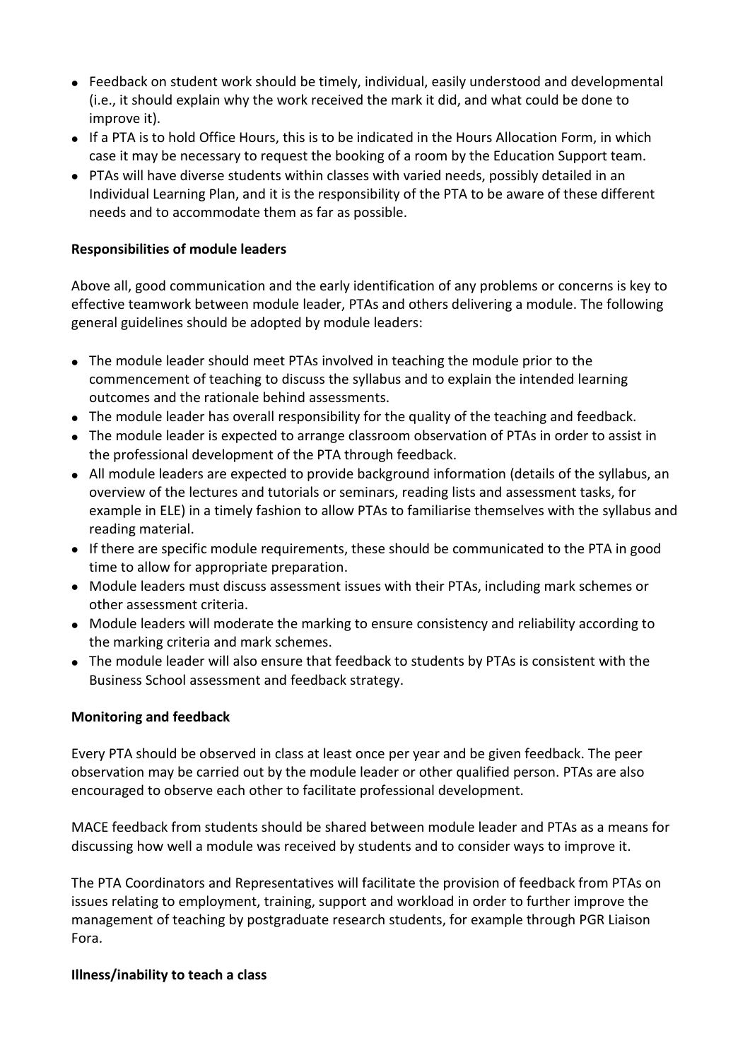- Feedback on student work should be timely, individual, easily understood and developmental (i.e., it should explain why the work received the mark it did, and what could be done to improve it).
- If a PTA is to hold Office Hours, this is to be indicated in the Hours Allocation Form, in which case it may be necessary to request the booking of a room by the Education Support team.
- PTAs will have diverse students within classes with varied needs, possibly detailed in an Individual Learning Plan, and it is the responsibility of the PTA to be aware of these different needs and to accommodate them as far as possible.

**Responsibilities of module leaders**

Above all, good communication and the early identification of any problems or concerns is key to effective teamwork between module leader, PTAs and others delivering a module. The following general guidelines should be adopted by module leaders:

- The module leader should meet PTAs involved in teaching the module prior to the commencement of teaching to discuss the syllabus and to explain the intended learning outcomes and the rationale behind assessments.
- The module leader has overall responsibility for the quality of the teaching and feedback.
- The module leader is expected to arrange classroom observation of PTAs in order to assist in the professional development of the PTA through feedback.
- All module leaders are expected to provide background information (details of the syllabus, an overview of the lectures and tutorials or seminars, reading lists and assessment tasks, for example in ELE) in a timely fashion to allow PTAs to familiarise themselves with the syllabus and reading material.
- If there are specific module requirements, these should be communicated to the PTA in good time to allow for appropriate preparation.
- Module leaders must discuss assessment issues with their PTAs, including mark schemes or other assessment criteria.
- Module leaders will moderate the marking to ensure consistency and reliability according to the marking criteria and mark schemes.
- The module leader will also ensure that feedback to students by PTAs is consistent with the Business School assessment and feedback strategy.

**Monitoring and feedback**

Every PTA should be observed in class at least once per year and be given feedback. The peer observation may be carried out by the module leader or other qualified person. PTAs are also encouraged to observe each other to facilitate professional development.

MACE feedback from students should be shared between module leader and PTAs as a means for discussing how well a module was received by students and to consider ways to improve it.

The PTA Coordinators and Representatives will facilitate the provision of feedback from PTAs on issues relating to employment, training, support and workload in order to further improve the management of teaching by postgraduate research students, for example through PGR Liaison Fora.

**Illness/inability to teach a class**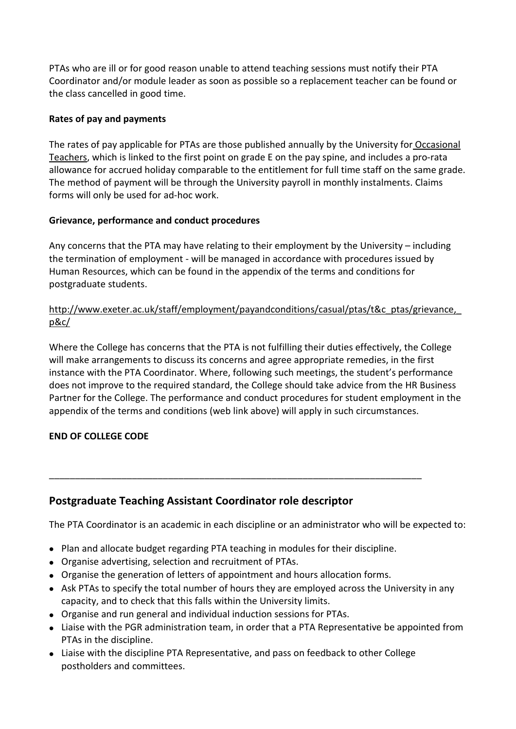PTAs who are ill or for good reason unable to attend teaching sessions must notify their PTA Coordinator and/or module leader as soon as possible so a replacement teacher can be found or the class cancelled in good time.

**Rates of pay and payments**

The rates of pay applicable for PTAs are those published annually by the University for Occasional Teachers, which is linked to the first point on grade E on the pay spine, and includes a pro-rata allowance for accrued holiday comparable to the entitlement for full time staff on the same grade. The method of payment will be through the University payroll in monthly instalments. Claims forms will only be used for ad-hoc work.

**Grievance, performance and conduct procedures**

Any concerns that the PTA may have relating to their employment by the University – including the termination of employment - will be managed in accordance with procedures issued by Human Resources, which can be found in the appendix of the terms and conditions for postgraduate students.

http://www.exeter.ac.uk/staff/employment/payandconditions/casual/ptas/t&c_ptas/grievance,_p&c/

Where the College has concerns that the PTA is not fulfilling their duties effectively, the College will make arrangements to discuss its concerns and agree appropriate remedies, in the first instance with the PTA Coordinator. Where, following such meetings, the student's performance does not improve to the required standard, the College should take advice from the HR Business Partner for the College. The performance and conduct procedures for student employment in the appendix of the terms and conditions (web link above) will apply in such circumstances.

**END OF COLLEGE CODE**

---

## Postgraduate Teaching Assistant Coordinator role descriptor

The PTA Coordinator is an academic in each discipline or an administrator who will be expected to:

- Plan and allocate budget regarding PTA teaching in modules for their discipline.
- Organise advertising, selection and recruitment of PTAs.
- Organise the generation of letters of appointment and hours allocation forms.
- Ask PTAs to specify the total number of hours they are employed across the University in any capacity, and to check that this falls within the University limits.
- Organise and run general and individual induction sessions for PTAs.
- Liaise with the PGR administration team, in order that a PTA Representative be appointed from PTAs in the discipline.
- Liaise with the discipline PTA Representative, and pass on feedback to other College postholders and committees.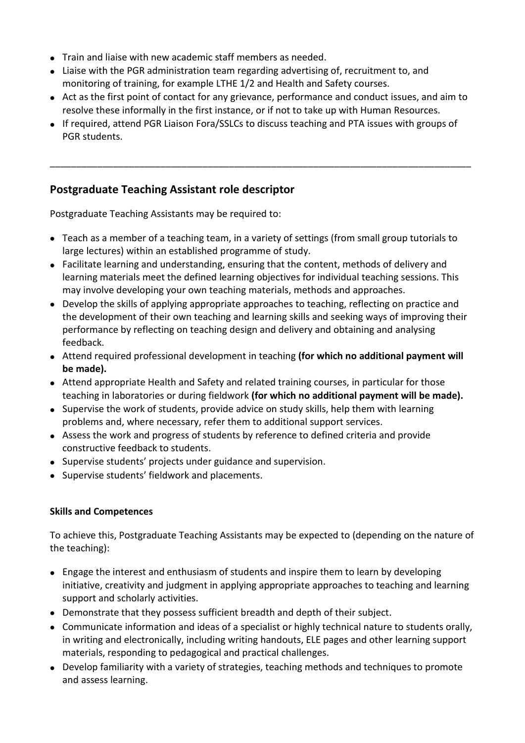- Train and liaise with new academic staff members as needed.
- Liaise with the PGR administration team regarding advertising of, recruitment to, and monitoring of training, for example LTHE 1/2 and Health and Safety courses.
- Act as the first point of contact for any grievance, performance and conduct issues, and aim to resolve these informally in the first instance, or if not to take up with Human Resources.
- If required, attend PGR Liaison Fora/SSLCs to discuss teaching and PTA issues with groups of PGR students.

---

## Postgraduate Teaching Assistant role descriptor

Postgraduate Teaching Assistants may be required to:

- Teach as a member of a teaching team, in a variety of settings (from small group tutorials to large lectures) within an established programme of study.
- Facilitate learning and understanding, ensuring that the content, methods of delivery and learning materials meet the defined learning objectives for individual teaching sessions. This may involve developing your own teaching materials, methods and approaches.
- Develop the skills of applying appropriate approaches to teaching, reflecting on practice and the development of their own teaching and learning skills and seeking ways of improving their performance by reflecting on teaching design and delivery and obtaining and analysing feedback.
- Attend required professional development in teaching **(for which no additional payment will be made).**
- Attend appropriate Health and Safety and related training courses, in particular for those teaching in laboratories or during fieldwork **(for which no additional payment will be made).**
- Supervise the work of students, provide advice on study skills, help them with learning problems and, where necessary, refer them to additional support services.
- Assess the work and progress of students by reference to defined criteria and provide constructive feedback to students.
- Supervise students' projects under guidance and supervision.
- Supervise students' fieldwork and placements.

**Skills and Competences**

To achieve this, Postgraduate Teaching Assistants may be expected to (depending on the nature of the teaching):

- Engage the interest and enthusiasm of students and inspire them to learn by developing initiative, creativity and judgment in applying appropriate approaches to teaching and learning support and scholarly activities.
- Demonstrate that they possess sufficient breadth and depth of their subject.
- Communicate information and ideas of a specialist or highly technical nature to students orally, in writing and electronically, including writing handouts, ELE pages and other learning support materials, responding to pedagogical and practical challenges.
- Develop familiarity with a variety of strategies, teaching methods and techniques to promote and assess learning.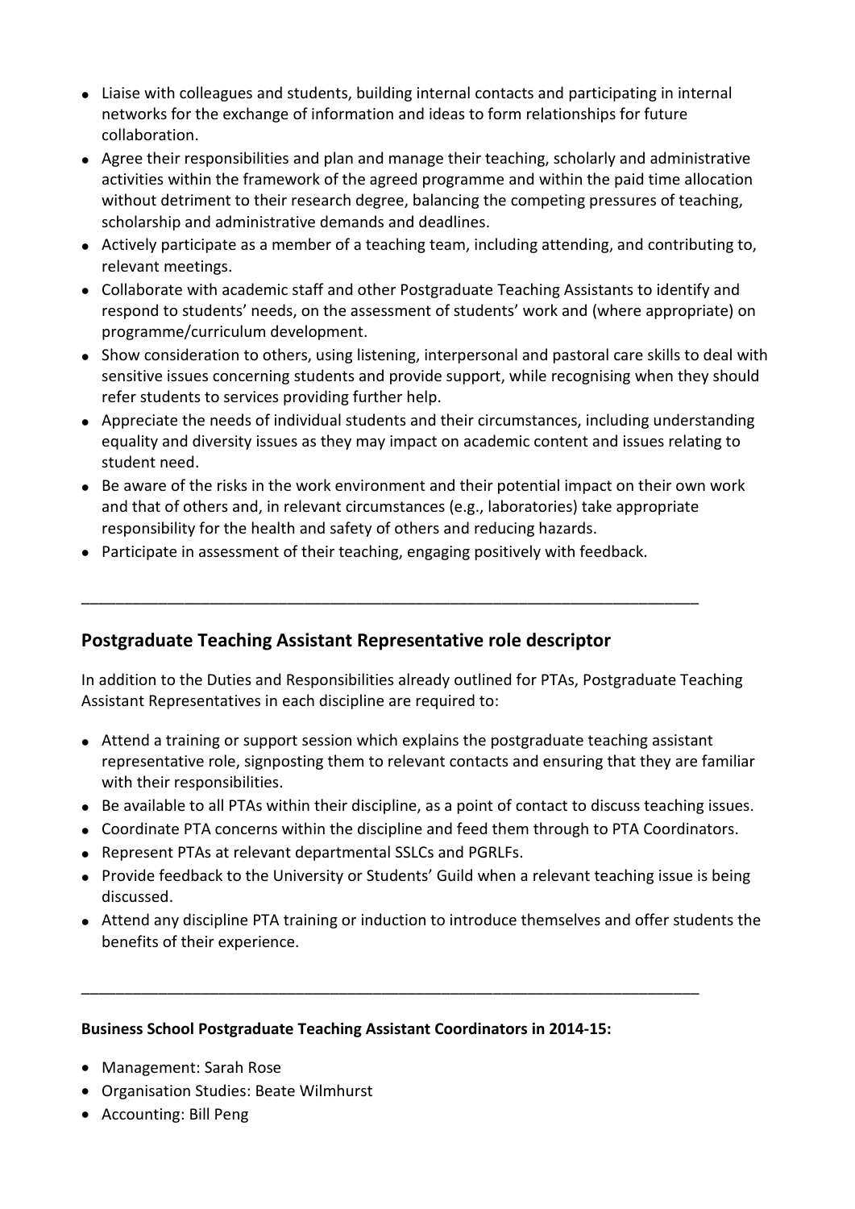- Liaise with colleagues and students, building internal contacts and participating in internal networks for the exchange of information and ideas to form relationships for future collaboration.
- Agree their responsibilities and plan and manage their teaching, scholarly and administrative activities within the framework of the agreed programme and within the paid time allocation without detriment to their research degree, balancing the competing pressures of teaching, scholarship and administrative demands and deadlines.
- Actively participate as a member of a teaching team, including attending, and contributing to, relevant meetings.
- Collaborate with academic staff and other Postgraduate Teaching Assistants to identify and respond to students' needs, on the assessment of students' work and (where appropriate) on programme/curriculum development.
- Show consideration to others, using listening, interpersonal and pastoral care skills to deal with sensitive issues concerning students and provide support, while recognising when they should refer students to services providing further help.
- Appreciate the needs of individual students and their circumstances, including understanding equality and diversity issues as they may impact on academic content and issues relating to student need.
- Be aware of the risks in the work environment and their potential impact on their own work and that of others and, in relevant circumstances (e.g., laboratories) take appropriate responsibility for the health and safety of others and reducing hazards.
- Participate in assessment of their teaching, engaging positively with feedback.

---

## Postgraduate Teaching Assistant Representative role descriptor

In addition to the Duties and Responsibilities already outlined for PTAs, Postgraduate Teaching Assistant Representatives in each discipline are required to:

- Attend a training or support session which explains the postgraduate teaching assistant representative role, signposting them to relevant contacts and ensuring that they are familiar with their responsibilities.
- Be available to all PTAs within their discipline, as a point of contact to discuss teaching issues.
- Coordinate PTA concerns within the discipline and feed them through to PTA Coordinators.
- Represent PTAs at relevant departmental SSLCs and PGRLFs.
- Provide feedback to the University or Students' Guild when a relevant teaching issue is being discussed.
- Attend any discipline PTA training or induction to introduce themselves and offer students the benefits of their experience.

---

**Business School Postgraduate Teaching Assistant Coordinators in 2014-15:**

- Management: Sarah Rose
- Organisation Studies: Beate Wilmhurst
- Accounting: Bill Peng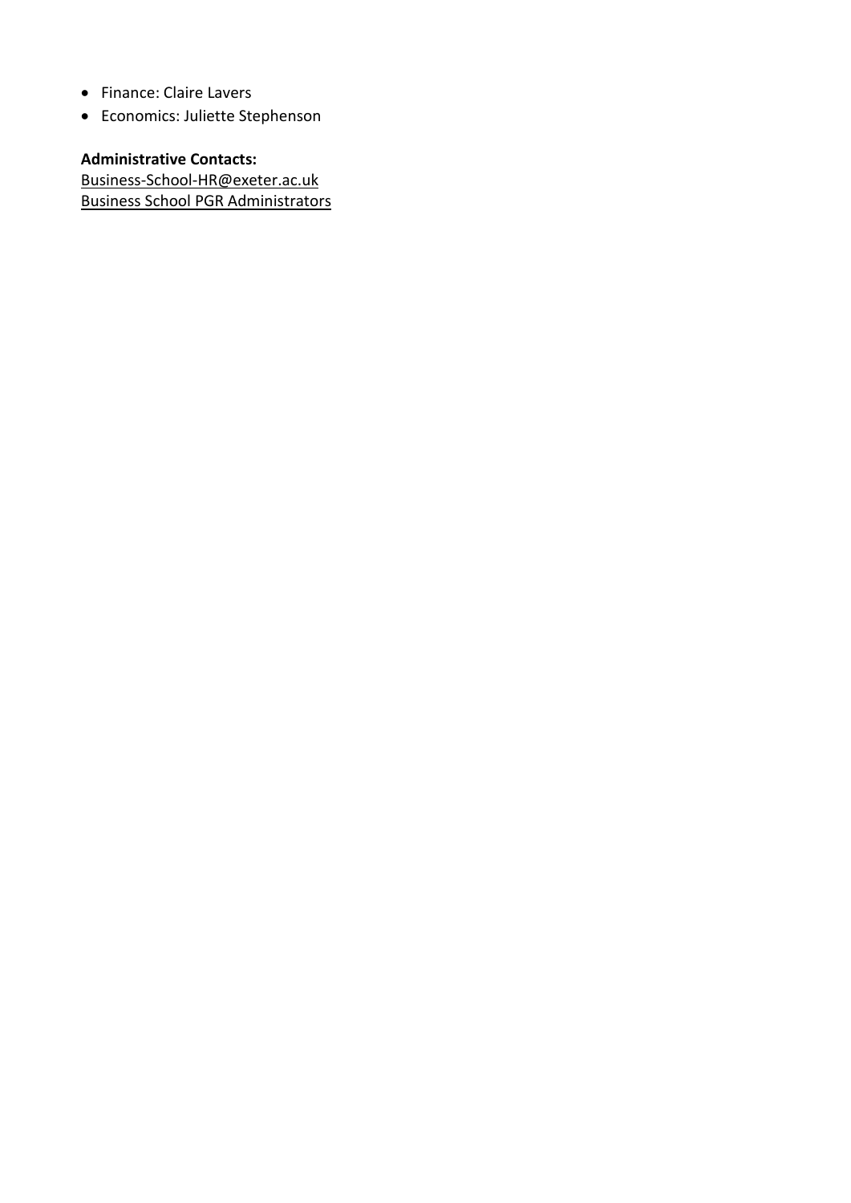- Finance: Claire Lavers
- Economics: Juliette Stephenson

**Administrative Contacts:**
Business-School-HR@exeter.ac.uk
Business School PGR Administrators